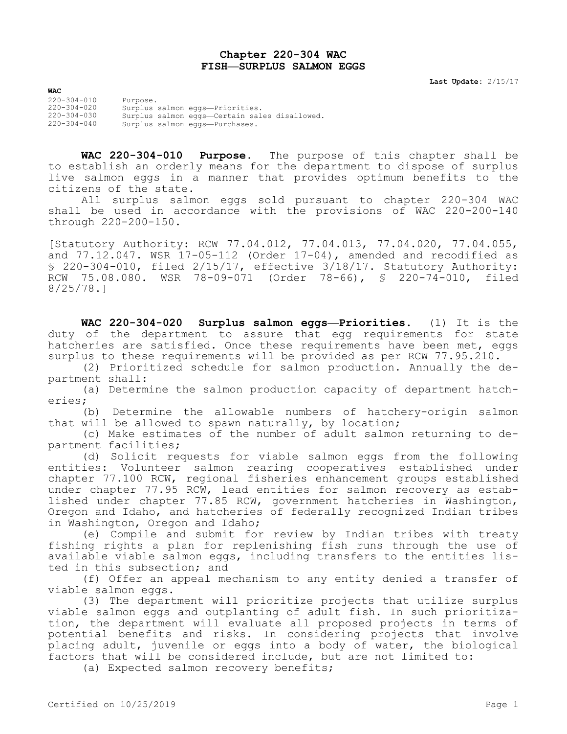# Chapter 220-304 WAC
# FISH—SURPLUS SALMON EGGS

**Last Update:** 2/15/17

**WAC**

| | |
|---|---|
| 220-304-010 | Purpose. |
| 220-304-020 | Surplus salmon eggs—Priorities. |
| 220-304-030 | Surplus salmon eggs—Certain sales disallowed. |
| 220-304-040 | Surplus salmon eggs—Purchases. |

**WAC 220-304-010 Purpose.** The purpose of this chapter shall be to establish an orderly means for the department to dispose of surplus live salmon eggs in a manner that provides optimum benefits to the citizens of the state.

All surplus salmon eggs sold pursuant to chapter 220-304 WAC shall be used in accordance with the provisions of WAC 220-200-140 through 220-200-150.

[Statutory Authority: RCW 77.04.012, 77.04.013, 77.04.020, 77.04.055, and 77.12.047. WSR 17-05-112 (Order 17-04), amended and recodified as § 220-304-010, filed 2/15/17, effective 3/18/17. Statutory Authority: RCW 75.08.080. WSR 78-09-071 (Order 78-66), § 220-74-010, filed 8/25/78.]

**WAC 220-304-020 Surplus salmon eggs—Priorities.** (1) It is the duty of the department to assure that egg requirements for state hatcheries are satisfied. Once these requirements have been met, eggs surplus to these requirements will be provided as per RCW 77.95.210.

(2) Prioritized schedule for salmon production. Annually the department shall:

(a) Determine the salmon production capacity of department hatcheries;

(b) Determine the allowable numbers of hatchery-origin salmon that will be allowed to spawn naturally, by location;

(c) Make estimates of the number of adult salmon returning to department facilities;

(d) Solicit requests for viable salmon eggs from the following entities: Volunteer salmon rearing cooperatives established under chapter 77.100 RCW, regional fisheries enhancement groups established under chapter 77.95 RCW, lead entities for salmon recovery as established under chapter 77.85 RCW, government hatcheries in Washington, Oregon and Idaho, and hatcheries of federally recognized Indian tribes in Washington, Oregon and Idaho;

(e) Compile and submit for review by Indian tribes with treaty fishing rights a plan for replenishing fish runs through the use of available viable salmon eggs, including transfers to the entities listed in this subsection; and

(f) Offer an appeal mechanism to any entity denied a transfer of viable salmon eggs.

(3) The department will prioritize projects that utilize surplus viable salmon eggs and outplanting of adult fish. In such prioritization, the department will evaluate all proposed projects in terms of potential benefits and risks. In considering projects that involve placing adult, juvenile or eggs into a body of water, the biological factors that will be considered include, but are not limited to:

(a) Expected salmon recovery benefits;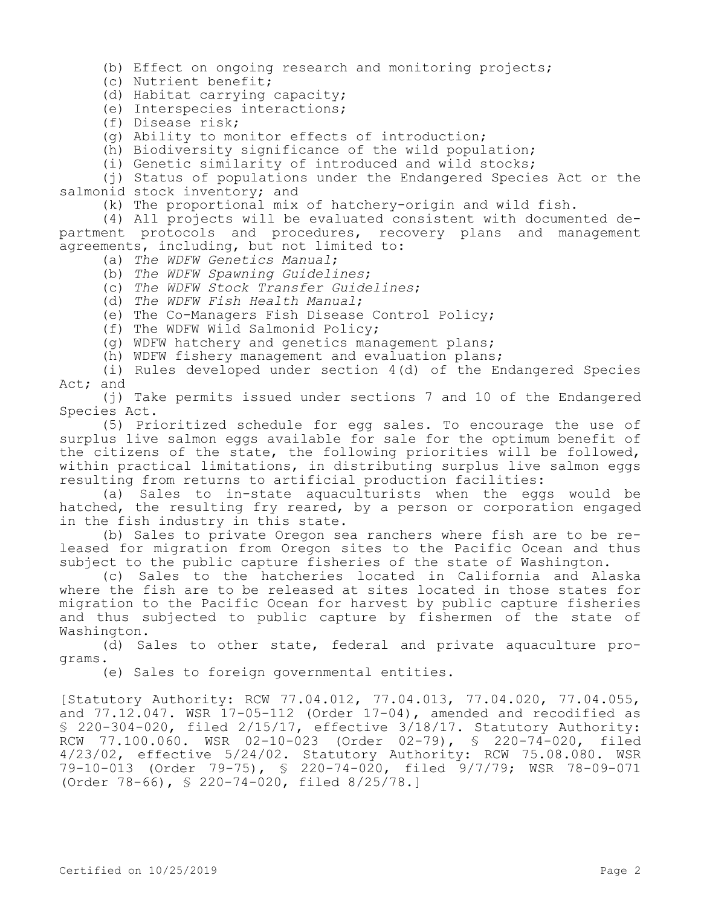(b) Effect on ongoing research and monitoring projects;

(c) Nutrient benefit;

(d) Habitat carrying capacity;

(e) Interspecies interactions;

(f) Disease risk;

(g) Ability to monitor effects of introduction;

(h) Biodiversity significance of the wild population;

(i) Genetic similarity of introduced and wild stocks;

(j) Status of populations under the Endangered Species Act or the salmonid stock inventory; and

(k) The proportional mix of hatchery-origin and wild fish.

(4) All projects will be evaluated consistent with documented department protocols and procedures, recovery plans and management agreements, including, but not limited to:

(a) *The WDFW Genetics Manual*;

(b) *The WDFW Spawning Guidelines*;

(c) *The WDFW Stock Transfer Guidelines*;

(d) *The WDFW Fish Health Manual*;

(e) The Co-Managers Fish Disease Control Policy;

(f) The WDFW Wild Salmonid Policy;

(g) WDFW hatchery and genetics management plans;

(h) WDFW fishery management and evaluation plans;

(i) Rules developed under section 4(d) of the Endangered Species Act; and

(j) Take permits issued under sections 7 and 10 of the Endangered Species Act.

(5) Prioritized schedule for egg sales. To encourage the use of surplus live salmon eggs available for sale for the optimum benefit of the citizens of the state, the following priorities will be followed, within practical limitations, in distributing surplus live salmon eggs resulting from returns to artificial production facilities:

(a) Sales to in-state aquaculturists when the eggs would be hatched, the resulting fry reared, by a person or corporation engaged in the fish industry in this state.

(b) Sales to private Oregon sea ranchers where fish are to be released for migration from Oregon sites to the Pacific Ocean and thus subject to the public capture fisheries of the state of Washington.

(c) Sales to the hatcheries located in California and Alaska where the fish are to be released at sites located in those states for migration to the Pacific Ocean for harvest by public capture fisheries and thus subjected to public capture by fishermen of the state of Washington.

(d) Sales to other state, federal and private aquaculture programs.

(e) Sales to foreign governmental entities.

[Statutory Authority: RCW 77.04.012, 77.04.013, 77.04.020, 77.04.055, and 77.12.047. WSR 17-05-112 (Order 17-04), amended and recodified as § 220-304-020, filed 2/15/17, effective 3/18/17. Statutory Authority: RCW 77.100.060. WSR 02-10-023 (Order 02-79), § 220-74-020, filed 4/23/02, effective 5/24/02. Statutory Authority: RCW 75.08.080. WSR 79-10-013 (Order 79-75), § 220-74-020, filed 9/7/79; WSR 78-09-071 (Order 78-66), § 220-74-020, filed 8/25/78.]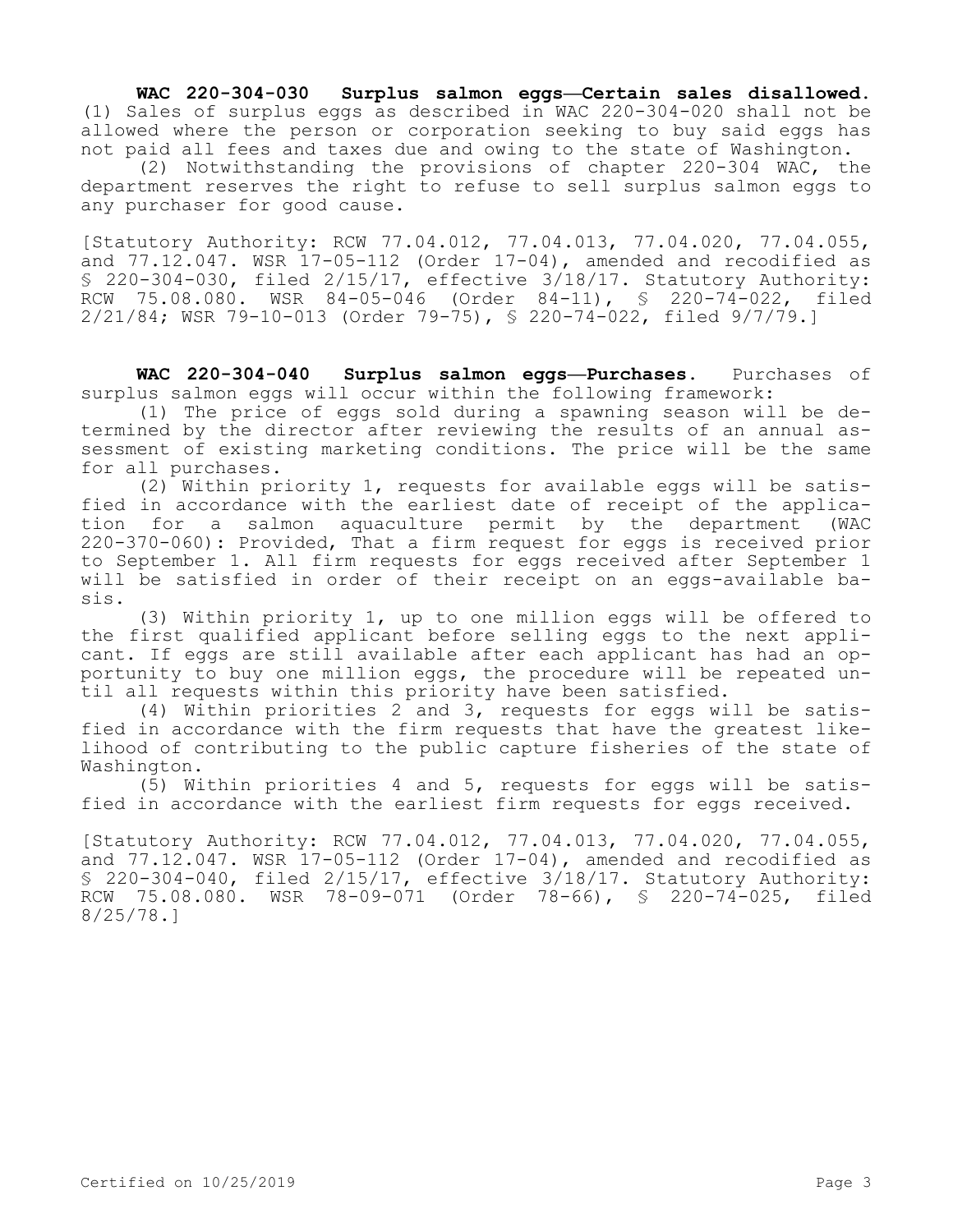**WAC 220-304-030 Surplus salmon eggs—Certain sales disallowed.** (1) Sales of surplus eggs as described in WAC 220-304-020 shall not be allowed where the person or corporation seeking to buy said eggs has not paid all fees and taxes due and owing to the state of Washington.

(2) Notwithstanding the provisions of chapter 220-304 WAC, the department reserves the right to refuse to sell surplus salmon eggs to any purchaser for good cause.

[Statutory Authority: RCW 77.04.012, 77.04.013, 77.04.020, 77.04.055, and 77.12.047. WSR 17-05-112 (Order 17-04), amended and recodified as § 220-304-030, filed 2/15/17, effective 3/18/17. Statutory Authority: RCW 75.08.080. WSR 84-05-046 (Order 84-11), § 220-74-022, filed 2/21/84; WSR 79-10-013 (Order 79-75), § 220-74-022, filed 9/7/79.]

**WAC 220-304-040 Surplus salmon eggs—Purchases.** Purchases of surplus salmon eggs will occur within the following framework:

(1) The price of eggs sold during a spawning season will be determined by the director after reviewing the results of an annual assessment of existing marketing conditions. The price will be the same for all purchases.

(2) Within priority 1, requests for available eggs will be satisfied in accordance with the earliest date of receipt of the application for a salmon aquaculture permit by the department (WAC 220-370-060): Provided, That a firm request for eggs is received prior to September 1. All firm requests for eggs received after September 1 will be satisfied in order of their receipt on an eggs-available basis.

(3) Within priority 1, up to one million eggs will be offered to the first qualified applicant before selling eggs to the next applicant. If eggs are still available after each applicant has had an opportunity to buy one million eggs, the procedure will be repeated until all requests within this priority have been satisfied.

(4) Within priorities 2 and 3, requests for eggs will be satisfied in accordance with the firm requests that have the greatest likelihood of contributing to the public capture fisheries of the state of Washington.

(5) Within priorities 4 and 5, requests for eggs will be satisfied in accordance with the earliest firm requests for eggs received.

[Statutory Authority: RCW 77.04.012, 77.04.013, 77.04.020, 77.04.055, and 77.12.047. WSR 17-05-112 (Order 17-04), amended and recodified as § 220-304-040, filed 2/15/17, effective 3/18/17. Statutory Authority: RCW 75.08.080. WSR 78-09-071 (Order 78-66), § 220-74-025, filed 8/25/78.]